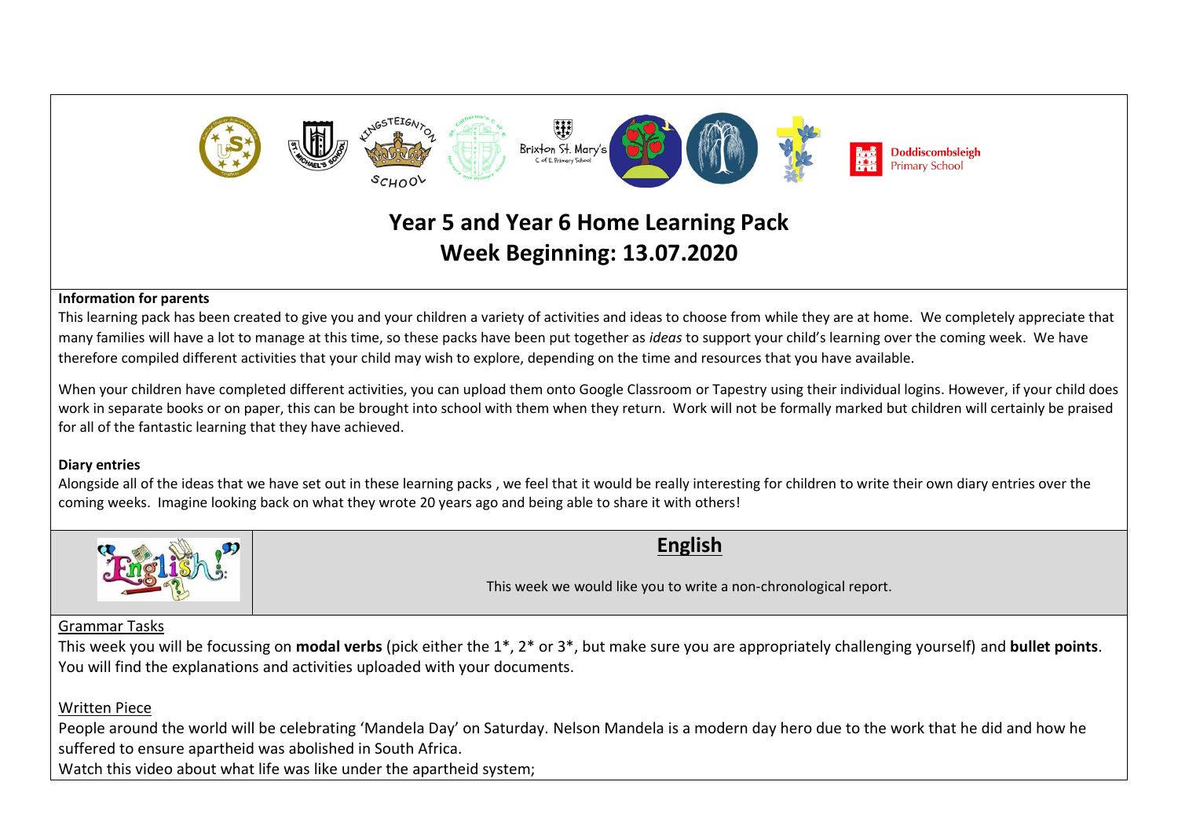Doddiscombsleigh Primary School

# Year 5 and Year 6 Home Learning Pack
# Week Beginning: 13.07.2020

**Information for parents**

This learning pack has been created to give you and your children a variety of activities and ideas to choose from while they are at home. We completely appreciate that many families will have a lot to manage at this time, so these packs have been put together as *ideas* to support your child's learning over the coming week. We have therefore compiled different activities that your child may wish to explore, depending on the time and resources that you have available.

When your children have completed different activities, you can upload them onto Google Classroom or Tapestry using their individual logins. However, if your child does work in separate books or on paper, this can be brought into school with them when they return. Work will not be formally marked but children will certainly be praised for all of the fantastic learning that they have achieved.

**Diary entries**

Alongside all of the ideas that we have set out in these learning packs , we feel that it would be really interesting for children to write their own diary entries over the coming weeks. Imagine looking back on what they wrote 20 years ago and being able to share it with others!

## English

This week we would like you to write a non-chronological report.

Grammar Tasks

This week you will be focussing on **modal verbs** (pick either the 1*, 2* or 3*, but make sure you are appropriately challenging yourself) and **bullet points**. You will find the explanations and activities uploaded with your documents.

Written Piece

People around the world will be celebrating 'Mandela Day' on Saturday. Nelson Mandela is a modern day hero due to the work that he did and how he suffered to ensure apartheid was abolished in South Africa.

Watch this video about what life was like under the apartheid system;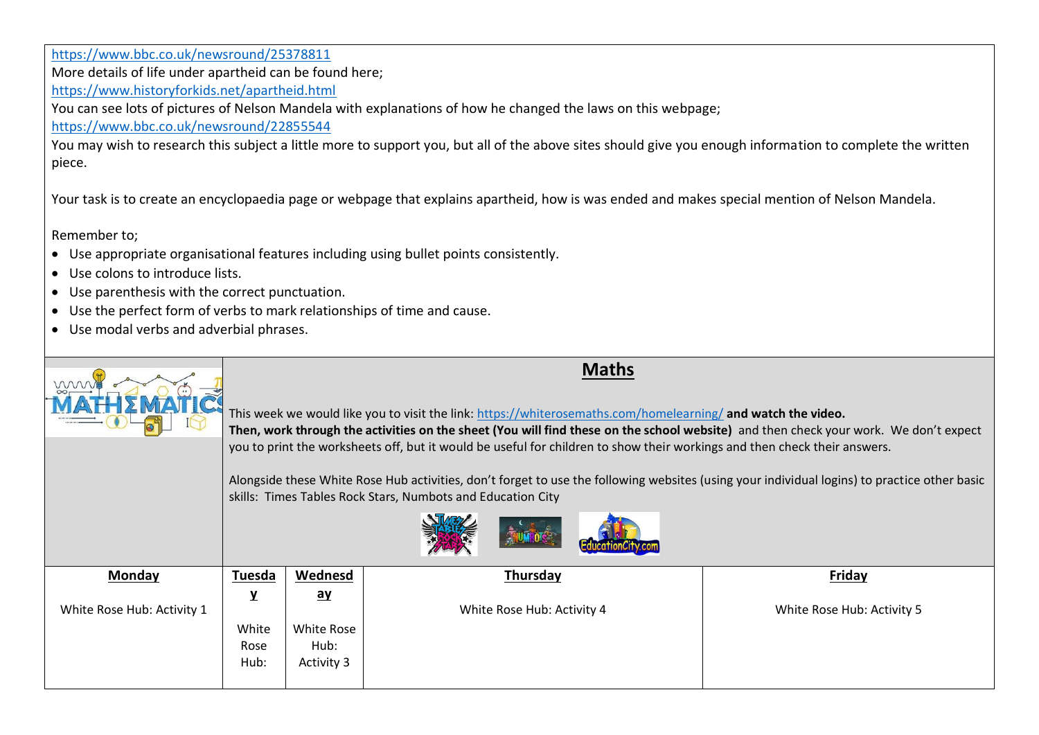https://www.bbc.co.uk/newsround/25378811

More details of life under apartheid can be found here;

https://www.historyforkids.net/apartheid.html

You can see lots of pictures of Nelson Mandela with explanations of how he changed the laws on this webpage;

https://www.bbc.co.uk/newsround/22855544

You may wish to research this subject a little more to support you, but all of the above sites should give you enough information to complete the written piece.

Your task is to create an encyclopaedia page or webpage that explains apartheid, how is was ended and makes special mention of Nelson Mandela.

Remember to;

- Use appropriate organisational features including using bullet points consistently.
- Use colons to introduce lists.
- Use parenthesis with the correct punctuation.
- Use the perfect form of verbs to mark relationships of time and cause.
- Use modal verbs and adverbial phrases.

## Maths

This week we would like you to visit the link: https://whiterosemaths.com/homelearning/ **and watch the video. Then, work through the activities on the sheet (You will find these on the school website)** and then check your work. We don't expect you to print the worksheets off, but it would be useful for children to show their workings and then check their answers.

Alongside these White Rose Hub activities, don't forget to use the following websites (using your individual logins) to practice other basic skills: Times Tables Rock Stars, Numbots and Education City

| Monday | Tuesday | Wednesday | Thursday | Friday |
|---|---|---|---|---|
| White Rose Hub: Activity 1 | White Rose Hub: | White Rose Hub: Activity 3 | White Rose Hub: Activity 4 | White Rose Hub: Activity 5 |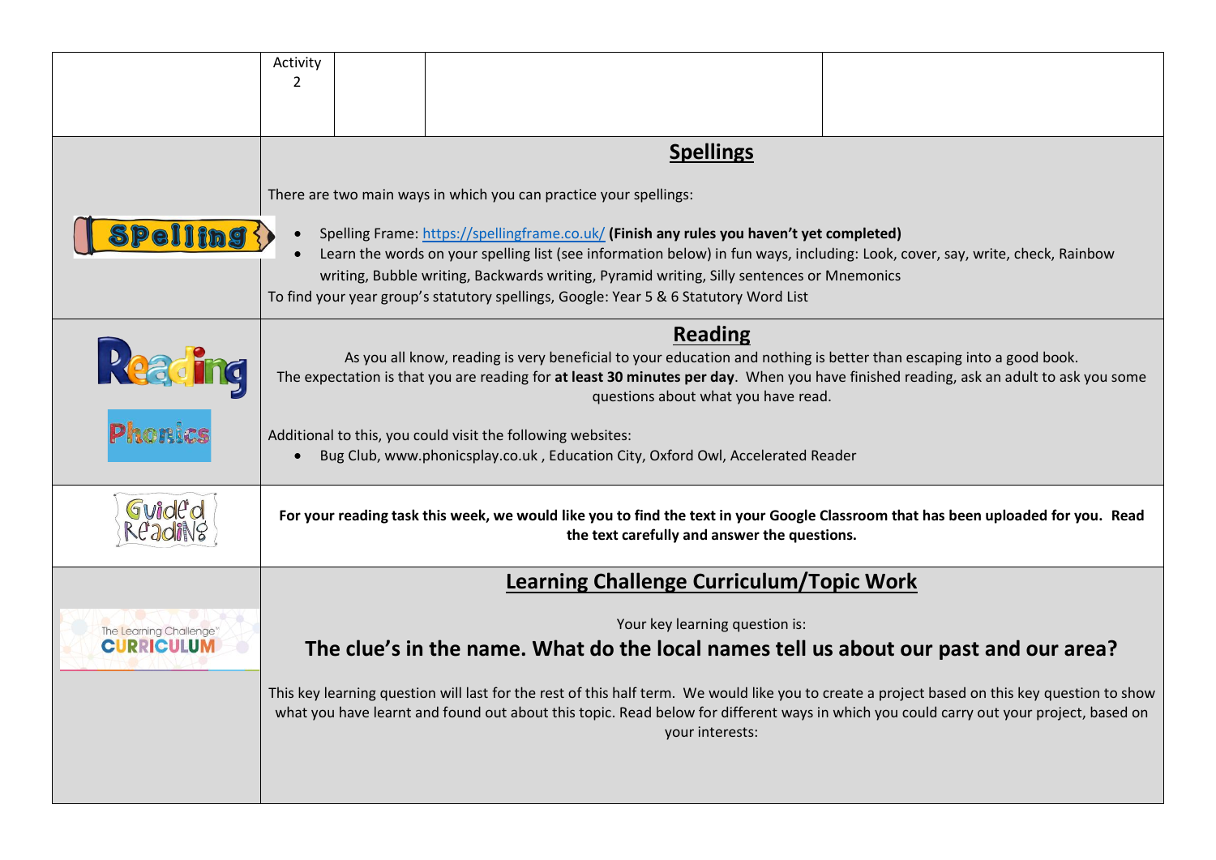| | Activity 2 | | | |
|---|---|---|---|---|

| | |
|---|---|
| Spelling | **Spellings**<br><br>There are two main ways in which you can practice your spellings:<br><br>• Spelling Frame: https://spellingframe.co.uk/ **(Finish any rules you haven't yet completed)**<br>• Learn the words on your spelling list (see information below) in fun ways, including: Look, cover, say, write, check, Rainbow writing, Bubble writing, Backwards writing, Pyramid writing, Silly sentences or Mnemonics<br><br>To find your year group's statutory spellings, Google: Year 5 & 6 Statutory Word List |
| Reading<br>Phonics | **Reading**<br><br>As you all know, reading is very beneficial to your education and nothing is better than escaping into a good book. The expectation is that you are reading for **at least 30 minutes per day**. When you have finished reading, ask an adult to ask you some questions about what you have read.<br><br>Additional to this, you could visit the following websites:<br><br>• Bug Club, www.phonicsplay.co.uk , Education City, Oxford Owl, Accelerated Reader |
| Guided Reading | **For your reading task this week, we would like you to find the text in your Google Classroom that has been uploaded for you. Read the text carefully and answer the questions.** |
| The Learning Challenge CURRICULUM | **Learning Challenge Curriculum/Topic Work**<br><br>Your key learning question is:<br><br>**The clue's in the name. What do the local names tell us about our past and our area?**<br><br>This key learning question will last for the rest of this half term. We would like you to create a project based on this key question to show what you have learnt and found out about this topic. Read below for different ways in which you could carry out your project, based on your interests: |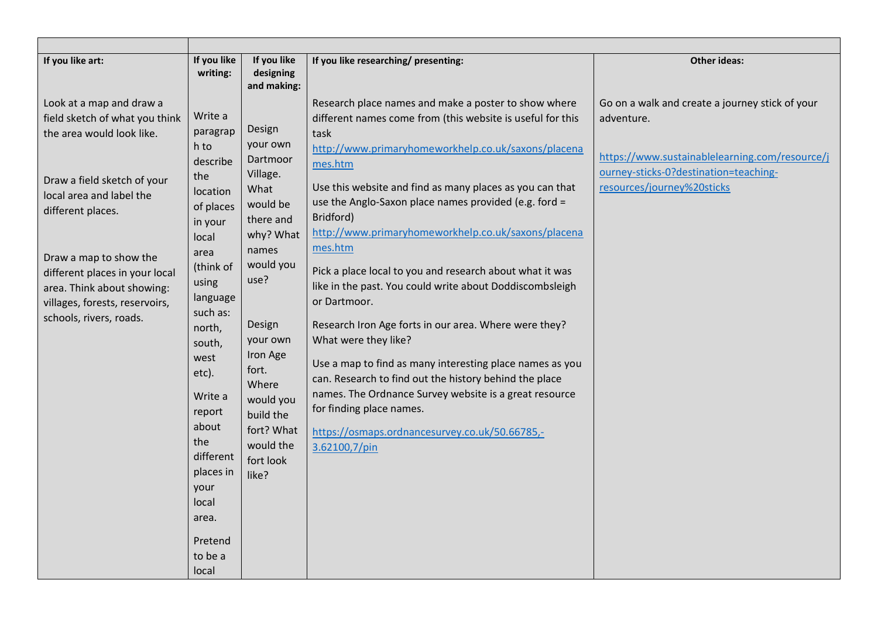| | | | | |
|---|---|---|---|---|
| **If you like art:**<br><br>Look at a map and draw a field sketch of what you think the area would look like.<br><br>Draw a field sketch of your local area and label the different places.<br><br>Draw a map to show the different places in your local area. Think about showing: villages, forests, reservoirs, schools, rivers, roads. | **If you like writing:**<br><br>Write a paragraph to describe the location of places in your local area (think of using language such as: north, south, west etc).<br><br>Write a report about the different places in your local area.<br><br>Pretend to be a local | **If you like designing and making:**<br><br>Design your own Dartmoor Village. What would be there and why? What names would you use?<br><br>Design your own Iron Age fort. Where would you build the fort? What would the fort look like? | **If you like researching/ presenting:**<br><br>Research place names and make a poster to show where different names come from (this website is useful for this task http://www.primaryhomeworkhelp.co.uk/saxons/placenames.htm<br><br>Use this website and find as many places as you can that use the Anglo-Saxon place names provided (e.g. ford = Bridford) http://www.primaryhomeworkhelp.co.uk/saxons/placenames.htm<br><br>Pick a place local to you and research about what it was like in the past. You could write about Doddiscombsleigh or Dartmoor.<br><br>Research Iron Age forts in our area. Where were they? What were they like?<br><br>Use a map to find as many interesting place names as you can. Research to find out the history behind the place names. The Ordnance Survey website is a great resource for finding place names.<br><br>https://osmaps.ordnancesurvey.co.uk/50.66785,-3.62100,7/pin | **Other ideas:**<br><br>Go on a walk and create a journey stick of your adventure.<br><br>https://www.sustainablelearning.com/resource/journey-sticks-0?destination=teaching-resources/journey%20sticks |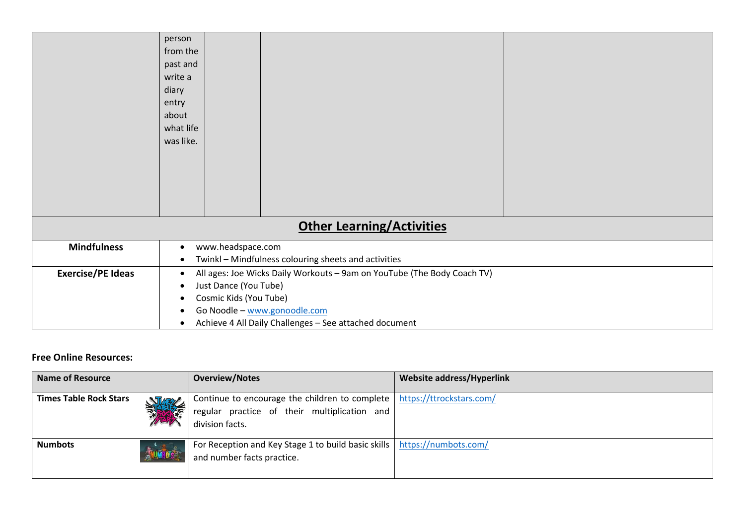| | | | | |
|---|---|---|---|---|
| | person from the past and write a diary entry about what life was like. | | | |

## Other Learning/Activities

| | |
|---|---|
| **Mindfulness** | • www.headspace.com<br>• Twinkl – Mindfulness colouring sheets and activities |
| **Exercise/PE Ideas** | • All ages: Joe Wicks Daily Workouts – 9am on YouTube (The Body Coach TV)<br>• Just Dance (You Tube)<br>• Cosmic Kids (You Tube)<br>• Go Noodle – www.gonoodle.com<br>• Achieve 4 All Daily Challenges – See attached document |

**Free Online Resources:**

| Name of Resource | Overview/Notes | Website address/Hyperlink |
|---|---|---|
| **Times Table Rock Stars** | Continue to encourage the children to complete regular practice of their multiplication and division facts. | https://ttrockstars.com/ |
| **Numbots** | For Reception and Key Stage 1 to build basic skills and number facts practice. | https://numbots.com/ |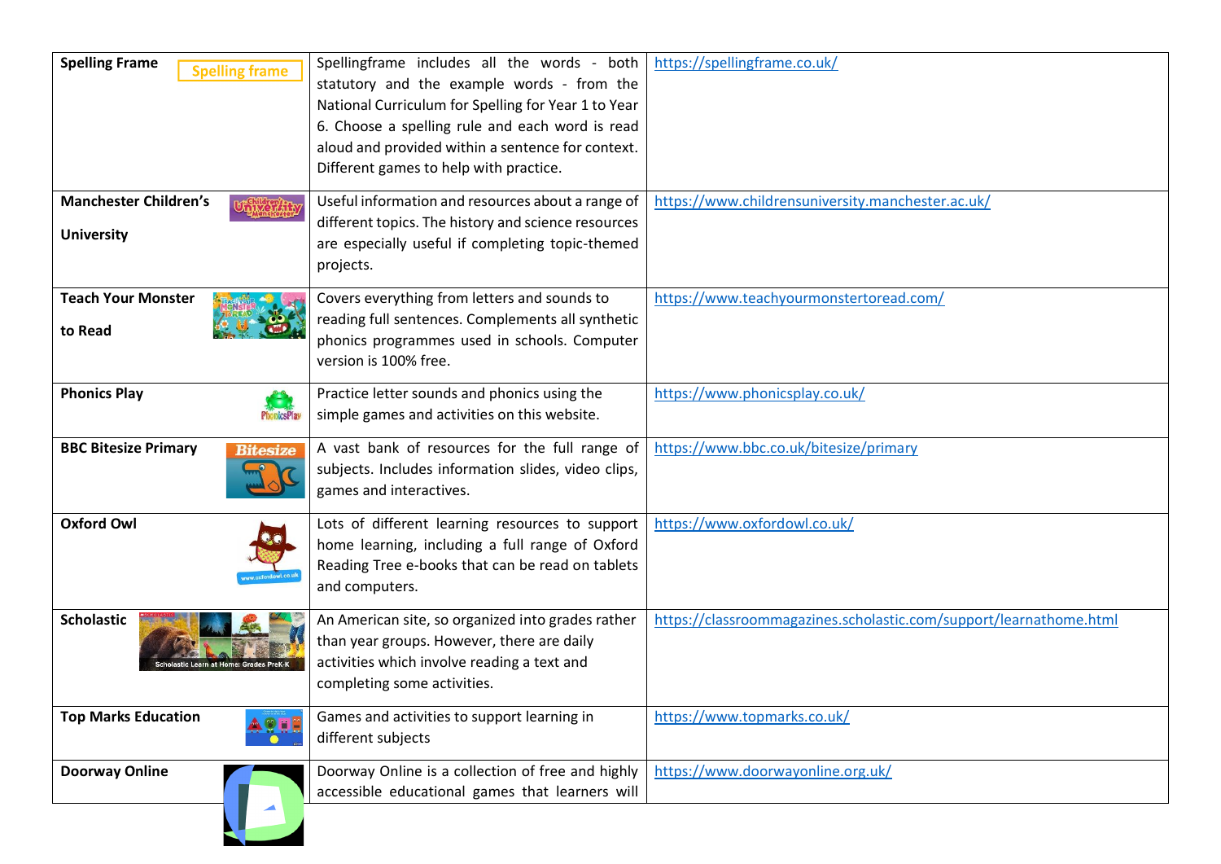| | | |
|---|---|---|
| **Spelling Frame** | Spellingframe includes all the words - both statutory and the example words - from the National Curriculum for Spelling for Year 1 to Year 6. Choose a spelling rule and each word is read aloud and provided within a sentence for context. Different games to help with practice. | https://spellingframe.co.uk/ |
| **Manchester Children's University** | Useful information and resources about a range of different topics. The history and science resources are especially useful if completing topic-themed projects. | https://www.childrensuniversity.manchester.ac.uk/ |
| **Teach Your Monster to Read** | Covers everything from letters and sounds to reading full sentences. Complements all synthetic phonics programmes used in schools. Computer version is 100% free. | https://www.teachyourmonstertoread.com/ |
| **Phonics Play** | Practice letter sounds and phonics using the simple games and activities on this website. | https://www.phonicsplay.co.uk/ |
| **BBC Bitesize Primary** | A vast bank of resources for the full range of subjects. Includes information slides, video clips, games and interactives. | https://www.bbc.co.uk/bitesize/primary |
| **Oxford Owl** | Lots of different learning resources to support home learning, including a full range of Oxford Reading Tree e-books that can be read on tablets and computers. | https://www.oxfordowl.co.uk/ |
| **Scholastic** | An American site, so organized into grades rather than year groups. However, there are daily activities which involve reading a text and completing some activities. | https://classroommagazines.scholastic.com/support/learnathome.html |
| **Top Marks Education** | Games and activities to support learning in different subjects | https://www.topmarks.co.uk/ |
| **Doorway Online** | Doorway Online is a collection of free and highly accessible educational games that learners will | https://www.doorwayonline.org.uk/ |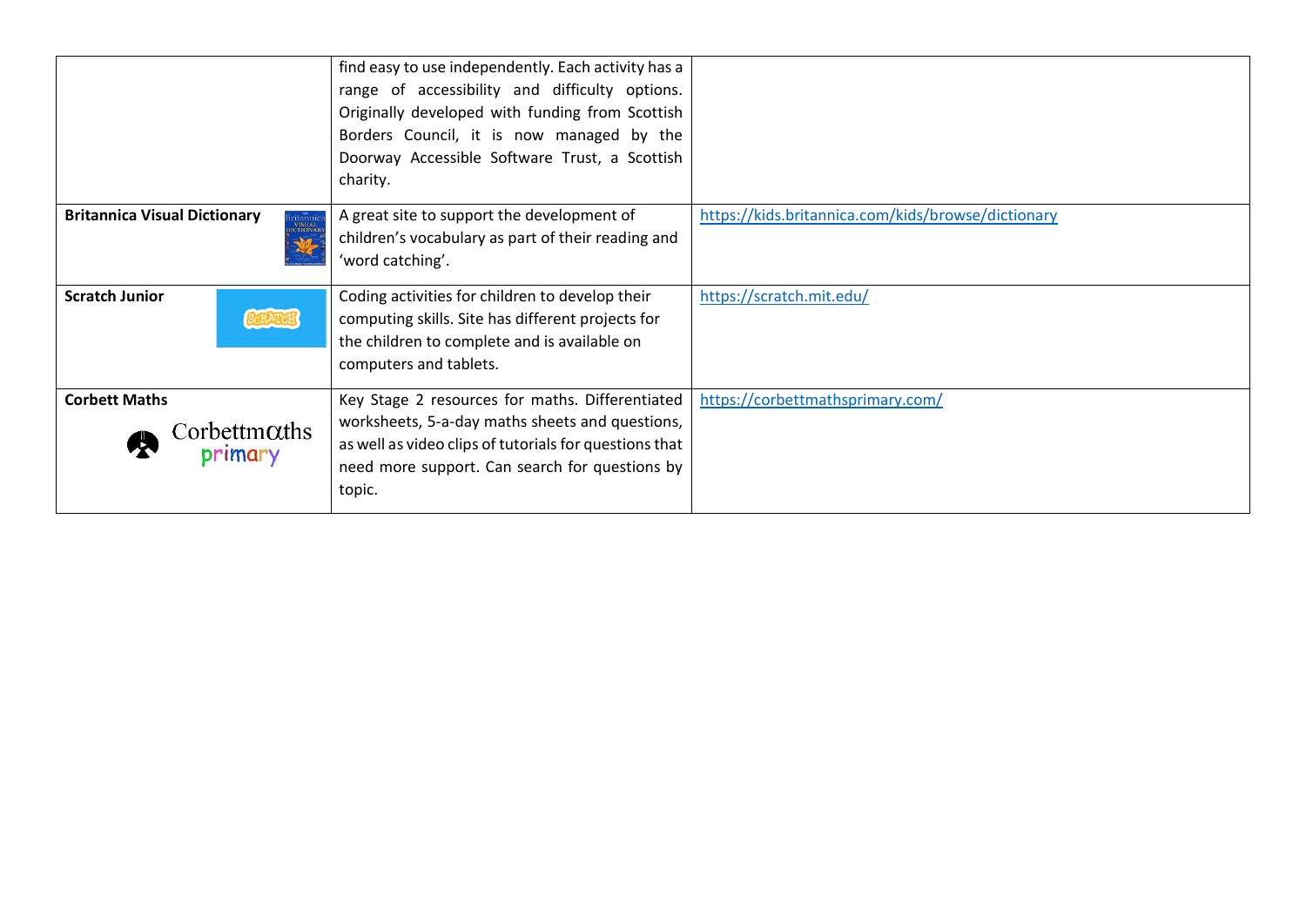| | | |
|---|---|---|
| | find easy to use independently. Each activity has a range of accessibility and difficulty options. Originally developed with funding from Scottish Borders Council, it is now managed by the Doorway Accessible Software Trust, a Scottish charity. | |
| **Britannica Visual Dictionary** | A great site to support the development of children's vocabulary as part of their reading and 'word catching'. | https://kids.britannica.com/kids/browse/dictionary |
| **Scratch Junior** | Coding activities for children to develop their computing skills. Site has different projects for the children to complete and is available on computers and tablets. | https://scratch.mit.edu/ |
| **Corbett Maths** | Key Stage 2 resources for maths. Differentiated worksheets, 5-a-day maths sheets and questions, as well as video clips of tutorials for questions that need more support. Can search for questions by topic. | https://corbettmathsprimary.com/ |